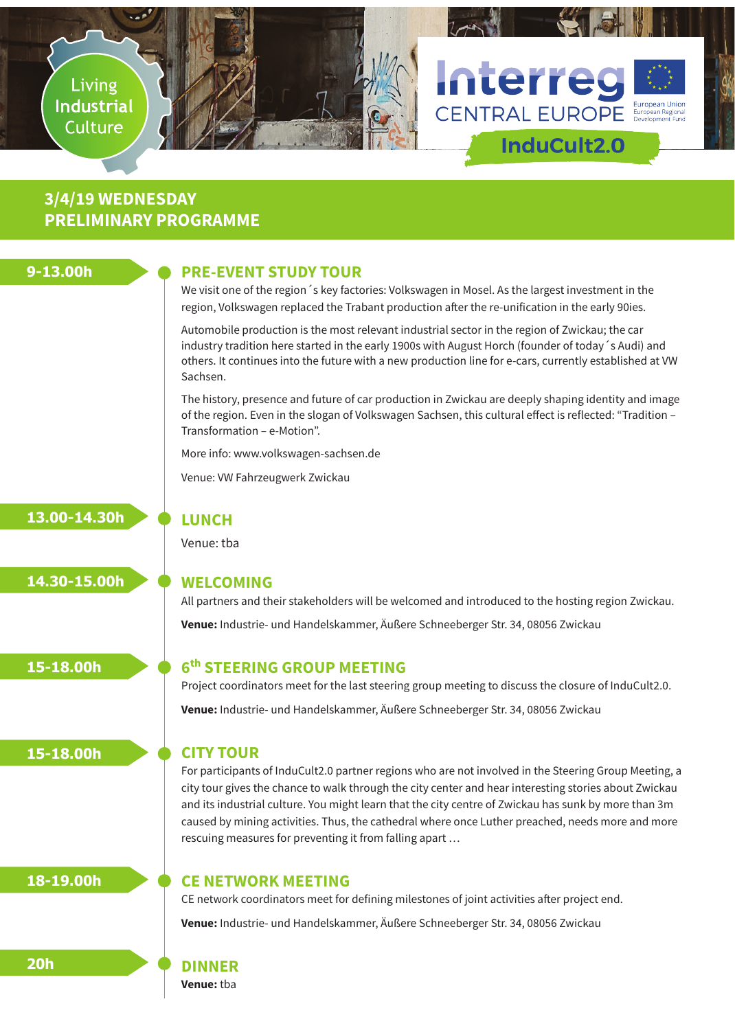Living Industrial Culture

Interreg CENTRAL EUROPE

European Union
European Regional Development Fund

InduCult2.0

## 3/4/19 WEDNESDAY
## PRELIMINARY PROGRAMME

**9-13.00h**

### PRE-EVENT STUDY TOUR

We visit one of the region´s key factories: Volkswagen in Mosel. As the largest investment in the region, Volkswagen replaced the Trabant production after the re-unification in the early 90ies.

Automobile production is the most relevant industrial sector in the region of Zwickau; the car industry tradition here started in the early 1900s with August Horch (founder of today´s Audi) and others. It continues into the future with a new production line for e-cars, currently established at VW Sachsen.

The history, presence and future of car production in Zwickau are deeply shaping identity and image of the region. Even in the slogan of Volkswagen Sachsen, this cultural effect is reflected: "Tradition – Transformation – e-Motion".

More info: www.volkswagen-sachsen.de

Venue: VW Fahrzeugwerk Zwickau

**13.00-14.30h**

### LUNCH

Venue: tba

**14.30-15.00h**

### WELCOMING

All partners and their stakeholders will be welcomed and introduced to the hosting region Zwickau.

**Venue:** Industrie- und Handelskammer, Äußere Schneeberger Str. 34, 08056 Zwickau

**15-18.00h**

### 6th STEERING GROUP MEETING

Project coordinators meet for the last steering group meeting to discuss the closure of InduCult2.0.

**Venue:** Industrie- und Handelskammer, Äußere Schneeberger Str. 34, 08056 Zwickau

**15-18.00h**

### CITY TOUR

For participants of InduCult2.0 partner regions who are not involved in the Steering Group Meeting, a city tour gives the chance to walk through the city center and hear interesting stories about Zwickau and its industrial culture. You might learn that the city centre of Zwickau has sunk by more than 3m caused by mining activities. Thus, the cathedral where once Luther preached, needs more and more rescuing measures for preventing it from falling apart …

**18-19.00h**

### CE NETWORK MEETING

CE network coordinators meet for defining milestones of joint activities after project end.

**Venue:** Industrie- und Handelskammer, Äußere Schneeberger Str. 34, 08056 Zwickau

**20h**

### DINNER

**Venue:** tba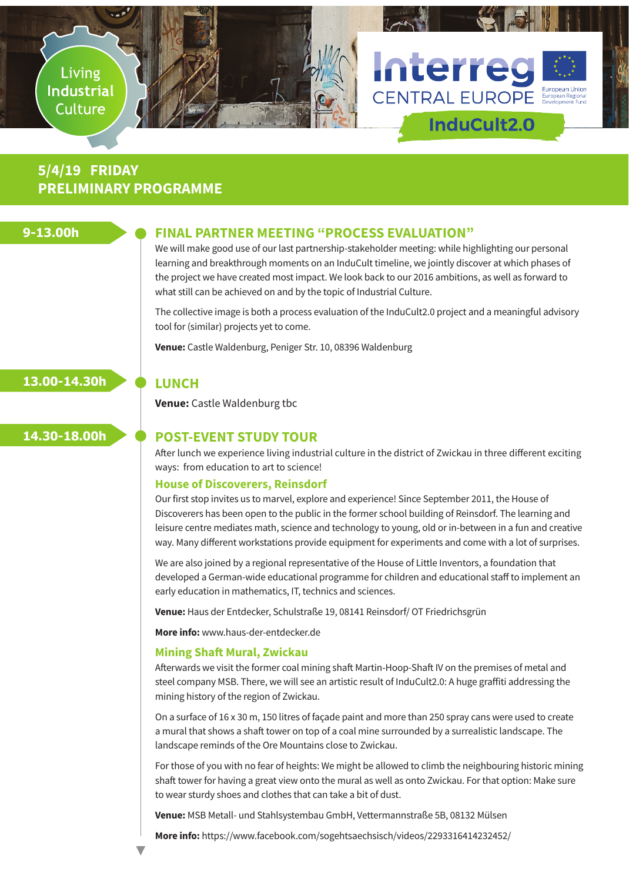Living Industrial Culture

Interreg CENTRAL EUROPE

European Union
European Regional Development Fund

InduCult2.0

## 5/4/19 FRIDAY
## PRELIMINARY PROGRAMME

**9-13.00h**

### FINAL PARTNER MEETING "PROCESS EVALUATION"

We will make good use of our last partnership-stakeholder meeting: while highlighting our personal learning and breakthrough moments on an InduCult timeline, we jointly discover at which phases of the project we have created most impact. We look back to our 2016 ambitions, as well as forward to what still can be achieved on and by the topic of Industrial Culture.

The collective image is both a process evaluation of the InduCult2.0 project and a meaningful advisory tool for (similar) projects yet to come.

**Venue:** Castle Waldenburg, Peniger Str. 10, 08396 Waldenburg

**13.00-14.30h**

### LUNCH

**Venue:** Castle Waldenburg tbc

**14.30-18.00h**

### POST-EVENT STUDY TOUR

After lunch we experience living industrial culture in the district of Zwickau in three different exciting ways: from education to art to science!

#### House of Discoverers, Reinsdorf

Our first stop invites us to marvel, explore and experience! Since September 2011, the House of Discoverers has been open to the public in the former school building of Reinsdorf. The learning and leisure centre mediates math, science and technology to young, old or in-between in a fun and creative way. Many different workstations provide equipment for experiments and come with a lot of surprises.

We are also joined by a regional representative of the House of Little Inventors, a foundation that developed a German-wide educational programme for children and educational staff to implement an early education in mathematics, IT, technics and sciences.

**Venue:** Haus der Entdecker, Schulstraße 19, 08141 Reinsdorf/ OT Friedrichsgrün

**More info:** www.haus-der-entdecker.de

#### Mining Shaft Mural, Zwickau

Afterwards we visit the former coal mining shaft Martin-Hoop-Shaft IV on the premises of metal and steel company MSB. There, we will see an artistic result of InduCult2.0: A huge graffiti addressing the mining history of the region of Zwickau.

On a surface of 16 x 30 m, 150 litres of façade paint and more than 250 spray cans were used to create a mural that shows a shaft tower on top of a coal mine surrounded by a surrealistic landscape. The landscape reminds of the Ore Mountains close to Zwickau.

For those of you with no fear of heights: We might be allowed to climb the neighbouring historic mining shaft tower for having a great view onto the mural as well as onto Zwickau. For that option: Make sure to wear sturdy shoes and clothes that can take a bit of dust.

**Venue:** MSB Metall- und Stahlsystembau GmbH, Vettermannstraße 5B, 08132 Mülsen

**More info:** https://www.facebook.com/sogehtsaechsisch/videos/2293316414232452/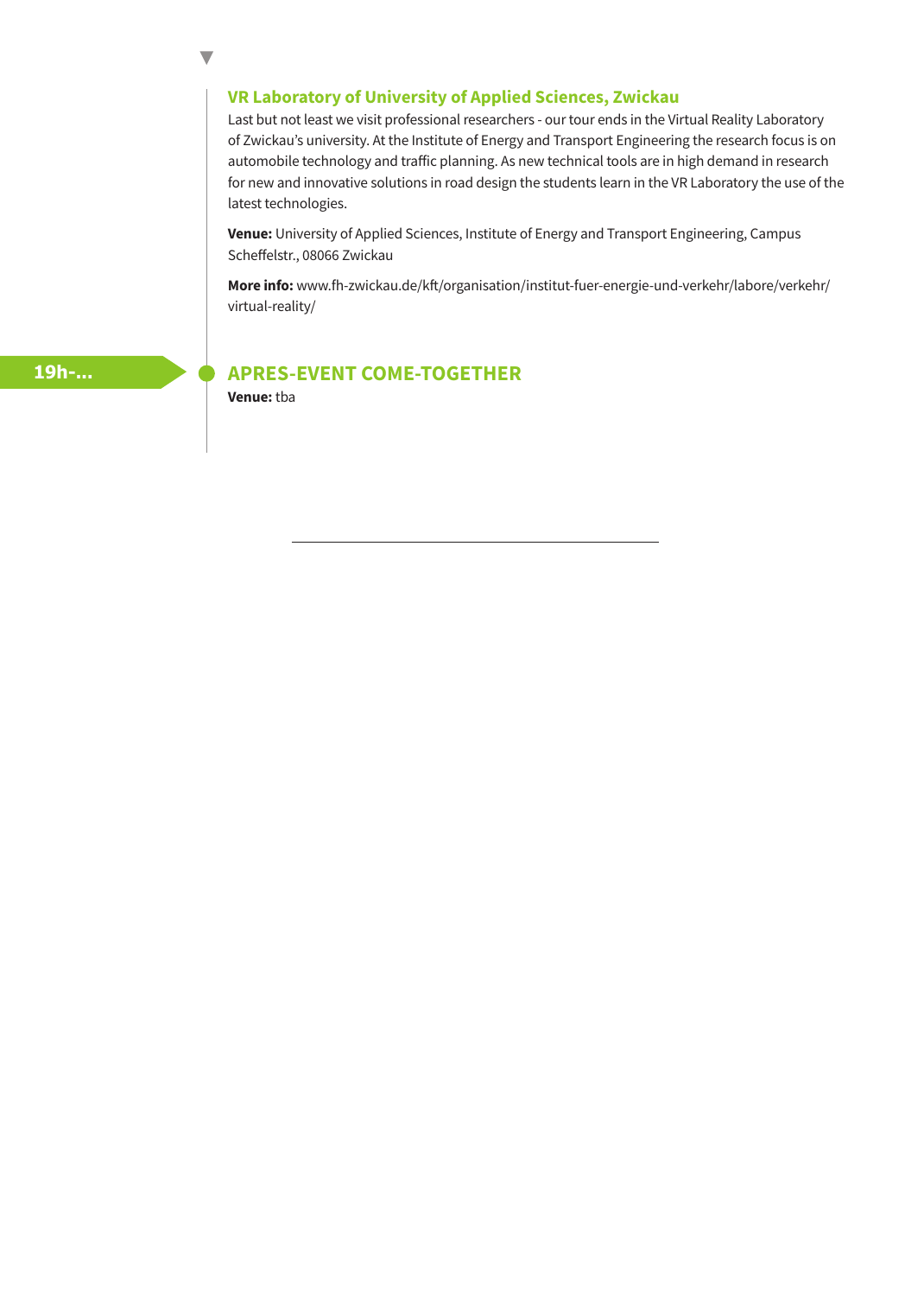### VR Laboratory of University of Applied Sciences, Zwickau

Last but not least we visit professional researchers - our tour ends in the Virtual Reality Laboratory of Zwickau's university. At the Institute of Energy and Transport Engineering the research focus is on automobile technology and traffic planning. As new technical tools are in high demand in research for new and innovative solutions in road design the students learn in the VR Laboratory the use of the latest technologies.

**Venue:** University of Applied Sciences, Institute of Energy and Transport Engineering, Campus Scheffelstr., 08066 Zwickau

**More info:** www.fh-zwickau.de/kft/organisation/institut-fuer-energie-und-verkehr/labore/verkehr/virtual-reality/

**19h-...**

## APRES-EVENT COME-TOGETHER

**Venue:** tba